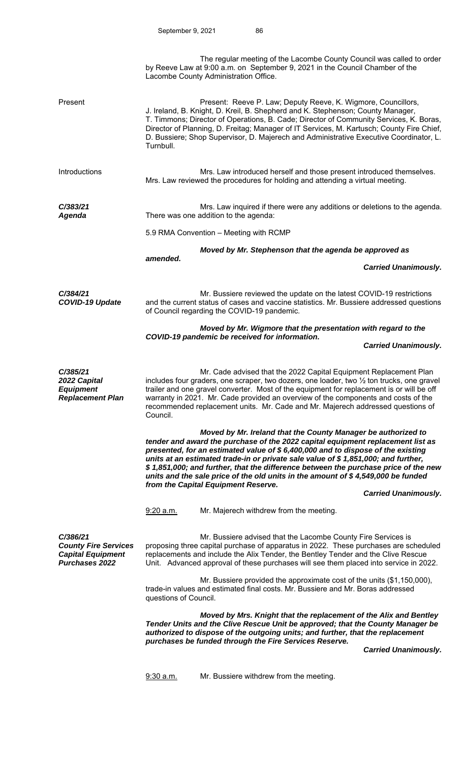The regular meeting of the Lacombe County Council was called to order by Reeve Law at 9:00 a.m. on September 9, 2021 in the Council Chamber of the Lacombe County Administration Office.

**Present**

Present: Reeve P. Law; Deputy Reeve, K. Wigmore, Councillors, J. Ireland, B. Knight, D. Kreil, B. Shepherd and K. Stephenson; County Manager, T. Timmons; Director of Operations, B. Cade; Director of Community Services, K. Boras, Director of Planning, D. Freitag; Manager of IT Services, M. Kartusch; County Fire Chief, D. Bussiere; Shop Supervisor, D. Majerech and Administrative Executive Coordinator, L. Turnbull.

**Introductions**

Mrs. Law introduced herself and those present introduced themselves. Mrs. Law reviewed the procedures for holding and attending a virtual meeting.

***C/383/21 Agenda***

Mrs. Law inquired if there were any additions or deletions to the agenda. There was one addition to the agenda:

5.9 RMA Convention – Meeting with RCMP

***Moved by Mr. Stephenson that the agenda be approved as amended.***

***Carried Unanimously.***

***C/384/21 COVID-19 Update***

Mr. Bussiere reviewed the update on the latest COVID-19 restrictions and the current status of cases and vaccine statistics. Mr. Bussiere addressed questions of Council regarding the COVID-19 pandemic.

***Moved by Mr. Wigmore that the presentation with regard to the COVID-19 pandemic be received for information.***

***Carried Unanimously.***

***C/385/21 2022 Capital Equipment Replacement Plan***

Mr. Cade advised that the 2022 Capital Equipment Replacement Plan includes four graders, one scraper, two dozers, one loader, two ½ ton trucks, one gravel trailer and one gravel converter. Most of the equipment for replacement is or will be off warranty in 2021. Mr. Cade provided an overview of the components and costs of the recommended replacement units. Mr. Cade and Mr. Majerech addressed questions of Council.

***Moved by Mr. Ireland that the County Manager be authorized to tender and award the purchase of the 2022 capital equipment replacement list as presented, for an estimated value of $ 6,400,000 and to dispose of the existing units at an estimated trade-in or private sale value of $ 1,851,000; and further, $ 1,851,000; and further, that the difference between the purchase price of the new units and the sale price of the old units in the amount of $ 4,549,000 be funded from the Capital Equipment Reserve.***

***Carried Unanimously.***

9:20 a.m. Mr. Majerech withdrew from the meeting.

***C/386/21 County Fire Services Capital Equipment Purchases 2022***

Mr. Bussiere advised that the Lacombe County Fire Services is proposing three capital purchase of apparatus in 2022. These purchases are scheduled replacements and include the Alix Tender, the Bentley Tender and the Clive Rescue Unit. Advanced approval of these purchases will see them placed into service in 2022.

Mr. Bussiere provided the approximate cost of the units ($1,150,000), trade-in values and estimated final costs. Mr. Bussiere and Mr. Boras addressed questions of Council.

***Moved by Mrs. Knight that the replacement of the Alix and Bentley Tender Units and the Clive Rescue Unit be approved; that the County Manager be authorized to dispose of the outgoing units; and further, that the replacement purchases be funded through the Fire Services Reserve.***

***Carried Unanimously.***

9:30 a.m. Mr. Bussiere withdrew from the meeting.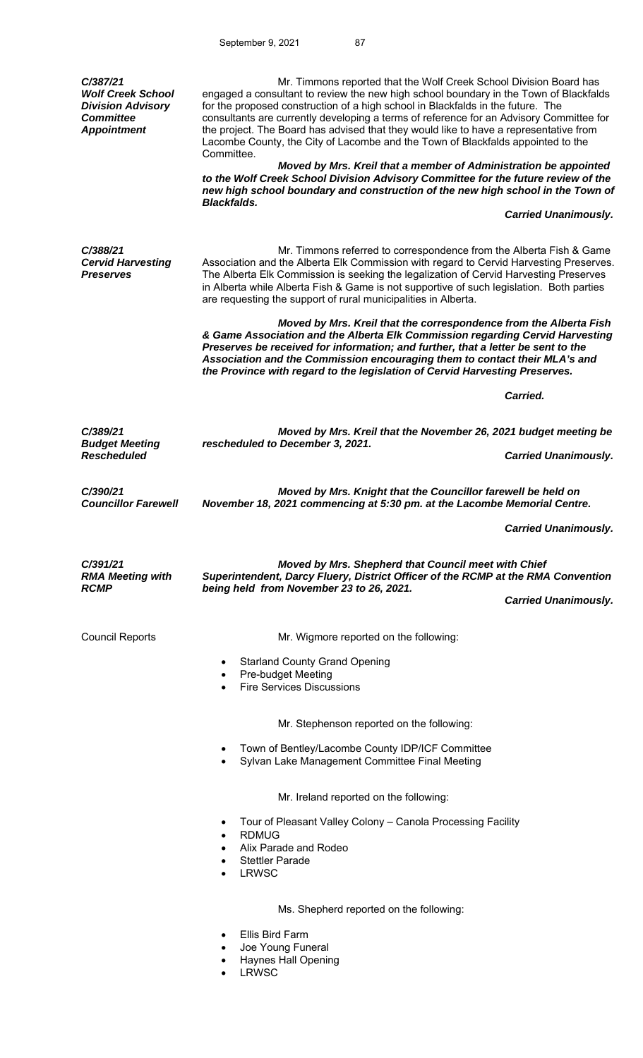***C/387/21***
***Wolf Creek School Division Advisory Committee Appointment***

Mr. Timmons reported that the Wolf Creek School Division Board has engaged a consultant to review the new high school boundary in the Town of Blackfalds for the proposed construction of a high school in Blackfalds in the future. The consultants are currently developing a terms of reference for an Advisory Committee for the project. The Board has advised that they would like to have a representative from Lacombe County, the City of Lacombe and the Town of Blackfalds appointed to the Committee.

***Moved by Mrs. Kreil that a member of Administration be appointed to the Wolf Creek School Division Advisory Committee for the future review of the new high school boundary and construction of the new high school in the Town of Blackfalds.***

***Carried Unanimously.***

***C/388/21***
***Cervid Harvesting Preserves***

Mr. Timmons referred to correspondence from the Alberta Fish & Game Association and the Alberta Elk Commission with regard to Cervid Harvesting Preserves. The Alberta Elk Commission is seeking the legalization of Cervid Harvesting Preserves in Alberta while Alberta Fish & Game is not supportive of such legislation. Both parties are requesting the support of rural municipalities in Alberta.

***Moved by Mrs. Kreil that the correspondence from the Alberta Fish & Game Association and the Alberta Elk Commission regarding Cervid Harvesting Preserves be received for information; and further, that a letter be sent to the Association and the Commission encouraging them to contact their MLA's and the Province with regard to the legislation of Cervid Harvesting Preserves.***

***Carried.***

***C/389/21***
***Budget Meeting Rescheduled***

***Moved by Mrs. Kreil that the November 26, 2021 budget meeting be rescheduled to December 3, 2021.***

***Carried Unanimously.***

***C/390/21***
***Councillor Farewell***

***Moved by Mrs. Knight that the Councillor farewell be held on November 18, 2021 commencing at 5:30 pm. at the Lacombe Memorial Centre.***

***Carried Unanimously.***

***C/391/21***
***RMA Meeting with RCMP***

***Moved by Mrs. Shepherd that Council meet with Chief Superintendent, Darcy Fluery, District Officer of the RCMP at the RMA Convention being held from November 23 to 26, 2021.***

***Carried Unanimously.***

Council Reports

Mr. Wigmore reported on the following:

- Starland County Grand Opening
- Pre-budget Meeting
- Fire Services Discussions

Mr. Stephenson reported on the following:

- Town of Bentley/Lacombe County IDP/ICF Committee
- Sylvan Lake Management Committee Final Meeting

Mr. Ireland reported on the following:

- Tour of Pleasant Valley Colony – Canola Processing Facility
- RDMUG
- Alix Parade and Rodeo
- Stettler Parade
- LRWSC

Ms. Shepherd reported on the following:

- Ellis Bird Farm
- Joe Young Funeral
- Haynes Hall Opening
- LRWSC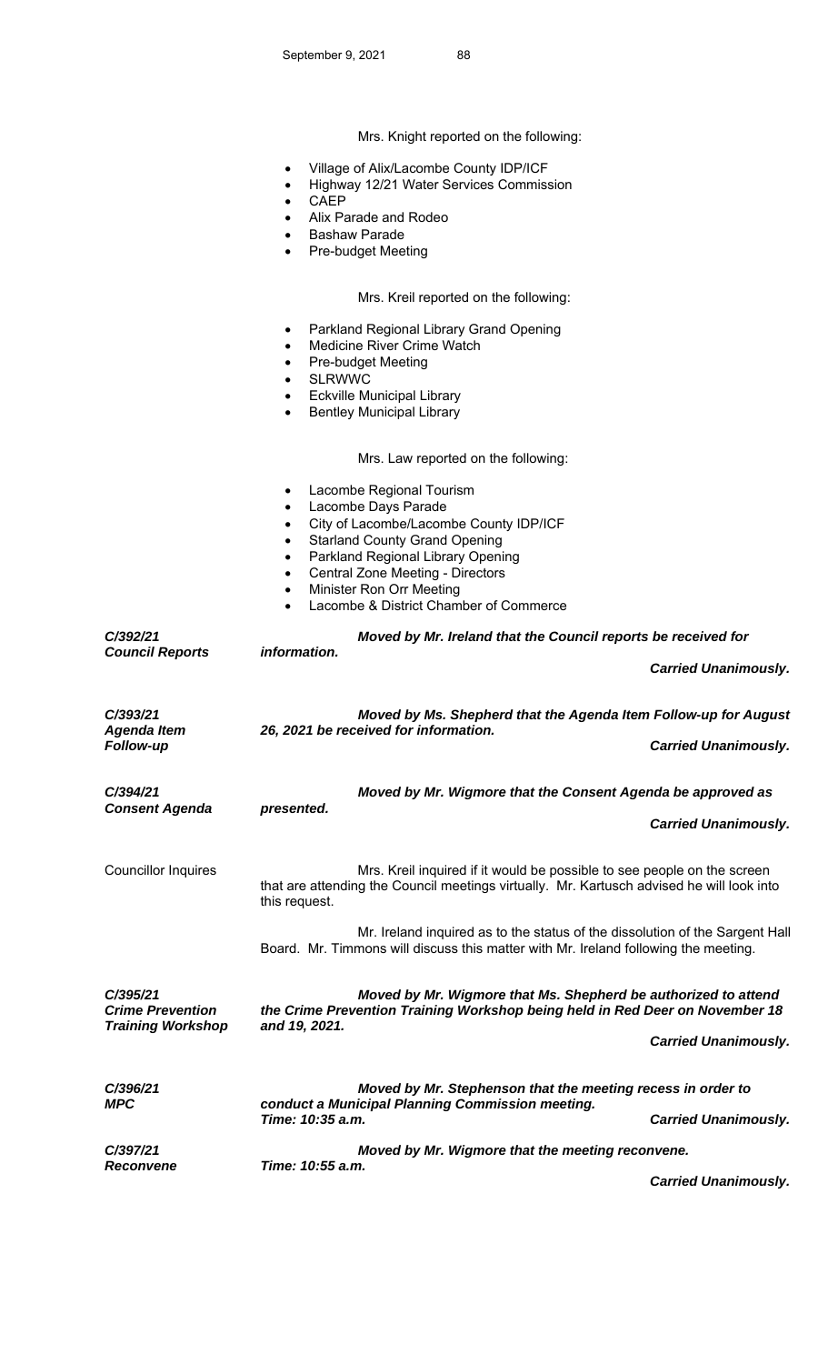Mrs. Knight reported on the following:

- Village of Alix/Lacombe County IDP/ICF
- Highway 12/21 Water Services Commission
- CAEP
- Alix Parade and Rodeo
- Bashaw Parade
- Pre-budget Meeting

Mrs. Kreil reported on the following:

- Parkland Regional Library Grand Opening
- Medicine River Crime Watch
- Pre-budget Meeting
- SLRWWC
- Eckville Municipal Library
- Bentley Municipal Library

Mrs. Law reported on the following:

- Lacombe Regional Tourism
- Lacombe Days Parade
- City of Lacombe/Lacombe County IDP/ICF
- Starland County Grand Opening
- Parkland Regional Library Opening
- Central Zone Meeting - Directors
- Minister Ron Orr Meeting
- Lacombe & District Chamber of Commerce

***C/392/21***
***Council Reports***

***Moved by Mr. Ireland that the Council reports be received for information.***

***Carried Unanimously.***

***C/393/21***
***Agenda Item Follow-up***

***Moved by Ms. Shepherd that the Agenda Item Follow-up for August 26, 2021 be received for information.***

***Carried Unanimously.***

***C/394/21***
***Consent Agenda***

***Moved by Mr. Wigmore that the Consent Agenda be approved as presented.***

***Carried Unanimously.***

Councillor Inquires

Mrs. Kreil inquired if it would be possible to see people on the screen that are attending the Council meetings virtually. Mr. Kartusch advised he will look into this request.

Mr. Ireland inquired as to the status of the dissolution of the Sargent Hall Board. Mr. Timmons will discuss this matter with Mr. Ireland following the meeting.

***C/395/21***
***Crime Prevention Training Workshop***

***Moved by Mr. Wigmore that Ms. Shepherd be authorized to attend the Crime Prevention Training Workshop being held in Red Deer on November 18 and 19, 2021.***

***Carried Unanimously.***

***C/396/21***
***MPC***

***Moved by Mr. Stephenson that the meeting recess in order to conduct a Municipal Planning Commission meeting.***
***Time: 10:35 a.m.***

***Carried Unanimously.***

***C/397/21***
***Reconvene***

***Moved by Mr. Wigmore that the meeting reconvene.***
***Time: 10:55 a.m.***

***Carried Unanimously.***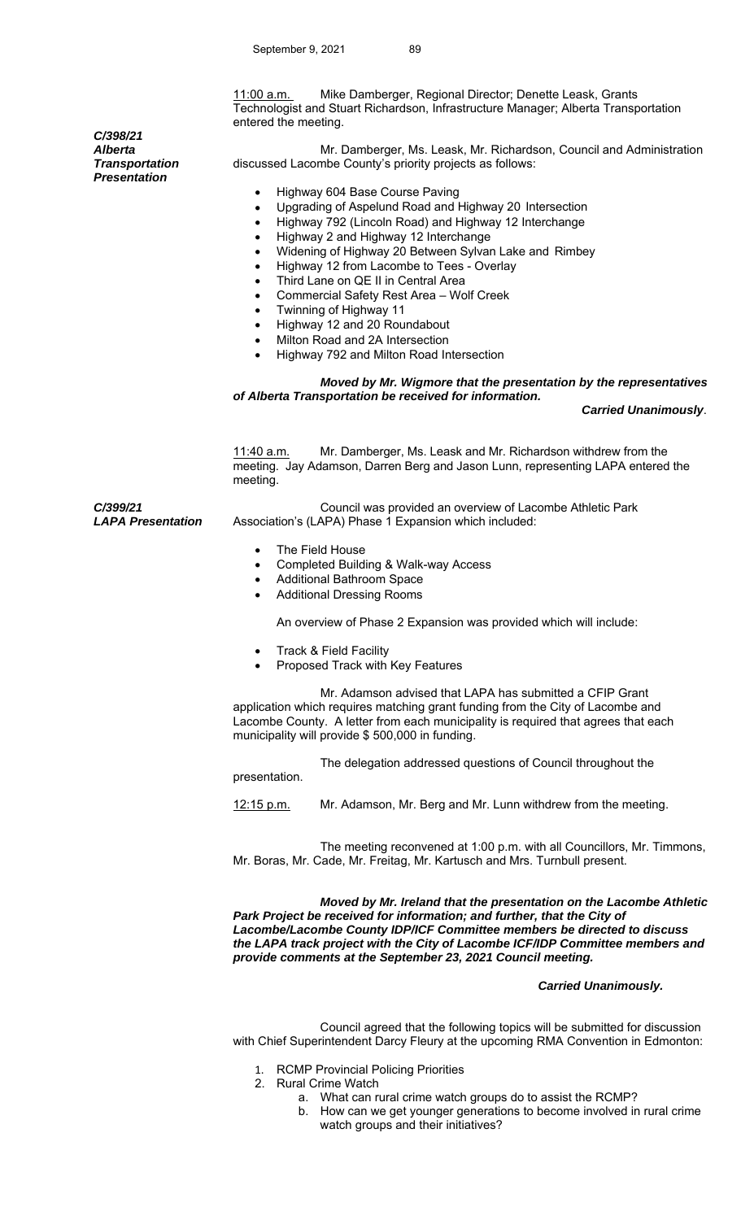11:00 a.m. Mike Damberger, Regional Director; Denette Leask, Grants Technologist and Stuart Richardson, Infrastructure Manager; Alberta Transportation entered the meeting.

***C/398/21***
***Alberta Transportation Presentation***

Mr. Damberger, Ms. Leask, Mr. Richardson, Council and Administration discussed Lacombe County's priority projects as follows:

- Highway 604 Base Course Paving
- Upgrading of Aspelund Road and Highway 20 Intersection
- Highway 792 (Lincoln Road) and Highway 12 Interchange
- Highway 2 and Highway 12 Interchange
- Widening of Highway 20 Between Sylvan Lake and Rimbey
- Highway 12 from Lacombe to Tees - Overlay
- Third Lane on QE II in Central Area
- Commercial Safety Rest Area – Wolf Creek
- Twinning of Highway 11
- Highway 12 and 20 Roundabout
- Milton Road and 2A Intersection
- Highway 792 and Milton Road Intersection

***Moved by Mr. Wigmore that the presentation by the representatives of Alberta Transportation be received for information.***

***Carried Unanimously.***

11:40 a.m. Mr. Damberger, Ms. Leask and Mr. Richardson withdrew from the meeting. Jay Adamson, Darren Berg and Jason Lunn, representing LAPA entered the meeting.

***C/399/21***
***LAPA Presentation***

Council was provided an overview of Lacombe Athletic Park Association's (LAPA) Phase 1 Expansion which included:

- The Field House
- Completed Building & Walk-way Access
- Additional Bathroom Space
- Additional Dressing Rooms

An overview of Phase 2 Expansion was provided which will include:

- Track & Field Facility
- Proposed Track with Key Features

Mr. Adamson advised that LAPA has submitted a CFIP Grant application which requires matching grant funding from the City of Lacombe and Lacombe County. A letter from each municipality is required that agrees that each municipality will provide $ 500,000 in funding.

The delegation addressed questions of Council throughout the presentation.

12:15 p.m. Mr. Adamson, Mr. Berg and Mr. Lunn withdrew from the meeting.

The meeting reconvened at 1:00 p.m. with all Councillors, Mr. Timmons, Mr. Boras, Mr. Cade, Mr. Freitag, Mr. Kartusch and Mrs. Turnbull present.

***Moved by Mr. Ireland that the presentation on the Lacombe Athletic Park Project be received for information; and further, that the City of Lacombe/Lacombe County IDP/ICF Committee members be directed to discuss the LAPA track project with the City of Lacombe ICF/IDP Committee members and provide comments at the September 23, 2021 Council meeting.***

***Carried Unanimously.***

Council agreed that the following topics will be submitted for discussion with Chief Superintendent Darcy Fleury at the upcoming RMA Convention in Edmonton:

1. RCMP Provincial Policing Priorities
2. Rural Crime Watch
   a. What can rural crime watch groups do to assist the RCMP?
   b. How can we get younger generations to become involved in rural crime watch groups and their initiatives?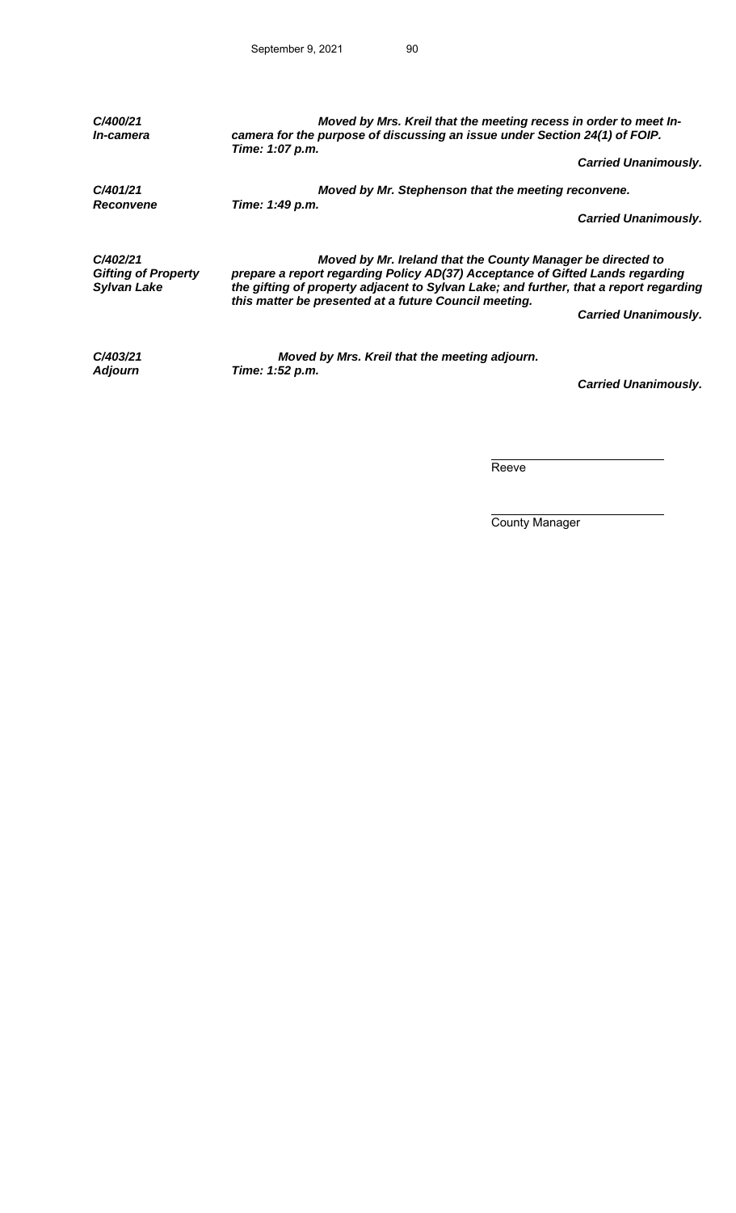*C/400/21*
*In-camera*

***Moved by Mrs. Kreil that the meeting recess in order to meet In-camera for the purpose of discussing an issue under Section 24(1) of FOIP.***
***Time: 1:07 p.m.***

***Carried Unanimously.***

*C/401/21*
*Reconvene*

***Moved by Mr. Stephenson that the meeting reconvene.***
***Time: 1:49 p.m.***

***Carried Unanimously.***

*C/402/21*
*Gifting of Property*
*Sylvan Lake*

***Moved by Mr. Ireland that the County Manager be directed to prepare a report regarding Policy AD(37) Acceptance of Gifted Lands regarding the gifting of property adjacent to Sylvan Lake; and further, that a report regarding this matter be presented at a future Council meeting.***

***Carried Unanimously.***

*C/403/21*
*Adjourn*

***Moved by Mrs. Kreil that the meeting adjourn.***
***Time: 1:52 p.m.***

***Carried Unanimously.***

Reeve

County Manager